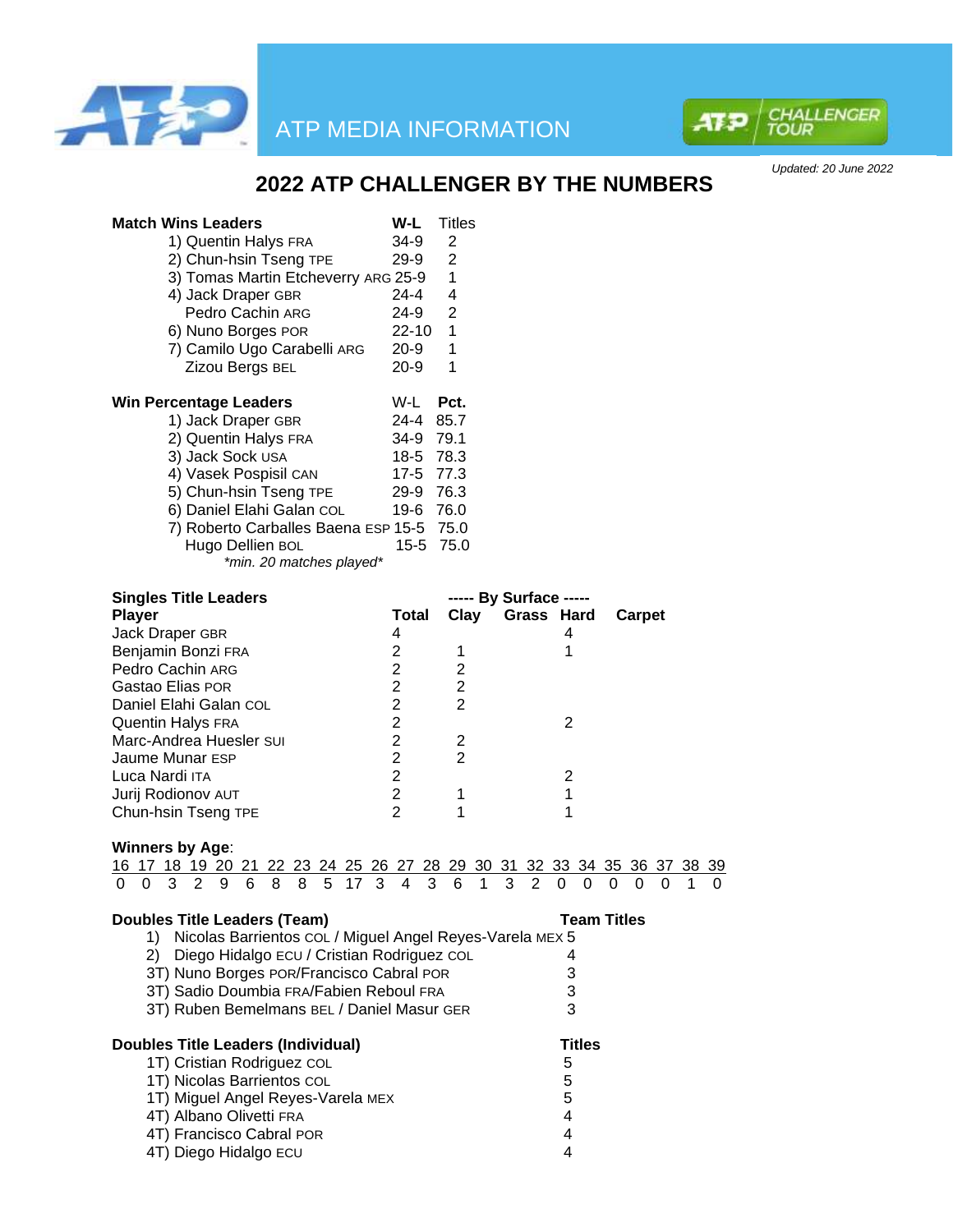ATP MEDIA INFORMATION

*Updated: 20 June 2022*

# 2022 ATP CHALLENGER BY THE NUMBERS

| Match Wins Leaders | W-L | Titles |
|---|---|---|
| 1) Quentin Halys FRA | 34-9 | 2 |
| 2) Chun-hsin Tseng TPE | 29-9 | 2 |
| 3) Tomas Martin Etcheverry ARG | 25-9 | 1 |
| 4) Jack Draper GBR | 24-4 | 4 |
| Pedro Cachin ARG | 24-9 | 2 |
| 6) Nuno Borges POR | 22-10 | 1 |
| 7) Camilo Ugo Carabelli ARG | 20-9 | 1 |
| Zizou Bergs BEL | 20-9 | 1 |

| Win Percentage Leaders | W-L | Pct. |
|---|---|---|
| 1) Jack Draper GBR | 24-4 | 85.7 |
| 2) Quentin Halys FRA | 34-9 | 79.1 |
| 3) Jack Sock USA | 18-5 | 78.3 |
| 4) Vasek Pospisil CAN | 17-5 | 77.3 |
| 5) Chun-hsin Tseng TPE | 29-9 | 76.3 |
| 6) Daniel Elahi Galan COL | 19-6 | 76.0 |
| 7) Roberto Carballes Baena ESP | 15-5 | 75.0 |
| Hugo Dellien BOL | 15-5 | 75.0 |

*\*min. 20 matches played\**

**Singles Title Leaders**

| Player | Total | Clay | Grass | Hard | Carpet |
|---|---|---|---|---|---|
| | | ----- By Surface ----- | | | |
| Jack Draper GBR | 4 | | | 4 | |
| Benjamin Bonzi FRA | 2 | 1 | | 1 | |
| Pedro Cachin ARG | 2 | 2 | | | |
| Gastao Elias POR | 2 | 2 | | | |
| Daniel Elahi Galan COL | 2 | 2 | | | |
| Quentin Halys FRA | 2 | | | 2 | |
| Marc-Andrea Huesler SUI | 2 | 2 | | | |
| Jaume Munar ESP | 2 | 2 | | | |
| Luca Nardi ITA | 2 | | | 2 | |
| Jurij Rodionov AUT | 2 | 1 | | 1 | |
| Chun-hsin Tseng TPE | 2 | 1 | | 1 | |

**Winners by Age**:

| 16 | 17 | 18 | 19 | 20 | 21 | 22 | 23 | 24 | 25 | 26 | 27 | 28 | 29 | 30 | 31 | 32 | 33 | 34 | 35 | 36 | 37 | 38 | 39 |
|---|---|---|---|---|---|---|---|---|---|---|---|---|---|---|---|---|---|---|---|---|---|---|---|
| 0 | 0 | 3 | 2 | 9 | 6 | 8 | 8 | 5 | 17 | 3 | 4 | 3 | 6 | 1 | 3 | 2 | 0 | 0 | 0 | 0 | 0 | 1 | 0 |

| Doubles Title Leaders (Team) | Team Titles |
|---|---|
| 1) Nicolas Barrientos COL / Miguel Angel Reyes-Varela MEX | 5 |
| 2) Diego Hidalgo ECU / Cristian Rodriguez COL | 4 |
| 3T) Nuno Borges POR/Francisco Cabral POR | 3 |
| 3T) Sadio Doumbia FRA/Fabien Reboul FRA | 3 |
| 3T) Ruben Bemelmans BEL / Daniel Masur GER | 3 |

| Doubles Title Leaders (Individual) | Titles |
|---|---|
| 1T) Cristian Rodriguez COL | 5 |
| 1T) Nicolas Barrientos COL | 5 |
| 1T) Miguel Angel Reyes-Varela MEX | 5 |
| 4T) Albano Olivetti FRA | 4 |
| 4T) Francisco Cabral POR | 4 |
| 4T) Diego Hidalgo ECU | 4 |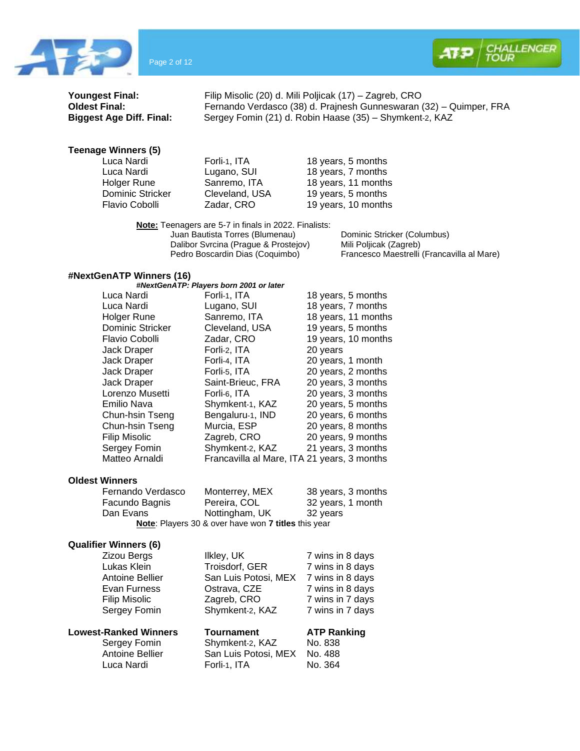| | |
|---|---|
| **Youngest Final:** | Filip Misolic (20) d. Mili Poljicak (17) – Zagreb, CRO |
| **Oldest Final:** | Fernando Verdasco (38) d. Prajnesh Gunneswaran (32) – Quimper, FRA |
| **Biggest Age Diff. Final:** | Sergey Fomin (21) d. Robin Haase (35) – Shymkent-2, KAZ |

**Teenage Winners (5)**

| | | |
|---|---|---|
| Luca Nardi | Forli-1, ITA | 18 years, 5 months |
| Luca Nardi | Lugano, SUI | 18 years, 7 months |
| Holger Rune | Sanremo, ITA | 18 years, 11 months |
| Dominic Stricker | Cleveland, USA | 19 years, 5 months |
| Flavio Cobolli | Zadar, CRO | 19 years, 10 months |

**Note:** Teenagers are 5-7 in finals in 2022. Finalists:

| | |
|---|---|
| Juan Bautista Torres (Blumenau) | Dominic Stricker (Columbus) |
| Dalibor Svrcina (Prague & Prostejov) | Mili Poljicak (Zagreb) |
| Pedro Boscardin Dias (Coquimbo) | Francesco Maestrelli (Francavilla al Mare) |

**#NextGenATP Winners (16)**

***#NextGenATP: Players born 2001 or later***

| | | |
|---|---|---|
| Luca Nardi | Forli-1, ITA | 18 years, 5 months |
| Luca Nardi | Lugano, SUI | 18 years, 7 months |
| Holger Rune | Sanremo, ITA | 18 years, 11 months |
| Dominic Stricker | Cleveland, USA | 19 years, 5 months |
| Flavio Cobolli | Zadar, CRO | 19 years, 10 months |
| Jack Draper | Forli-2, ITA | 20 years |
| Jack Draper | Forli-4, ITA | 20 years, 1 month |
| Jack Draper | Forli-5, ITA | 20 years, 2 months |
| Jack Draper | Saint-Brieuc, FRA | 20 years, 3 months |
| Lorenzo Musetti | Forli-6, ITA | 20 years, 3 months |
| Emilio Nava | Shymkent-1, KAZ | 20 years, 5 months |
| Chun-hsin Tseng | Bengaluru-1, IND | 20 years, 6 months |
| Chun-hsin Tseng | Murcia, ESP | 20 years, 8 months |
| Filip Misolic | Zagreb, CRO | 20 years, 9 months |
| Sergey Fomin | Shymkent-2, KAZ | 21 years, 3 months |
| Matteo Arnaldi | Francavilla al Mare, ITA | 21 years, 3 months |

**Oldest Winners**

| | | |
|---|---|---|
| Fernando Verdasco | Monterrey, MEX | 38 years, 3 months |
| Facundo Bagnis | Pereira, COL | 32 years, 1 month |
| Dan Evans | Nottingham, UK | 32 years |

**Note**: Players 30 & over have won **7 titles** this year

**Qualifier Winners (6)**

| | | |
|---|---|---|
| Zizou Bergs | Ilkley, UK | 7 wins in 8 days |
| Lukas Klein | Troisdorf, GER | 7 wins in 8 days |
| Antoine Bellier | San Luis Potosi, MEX | 7 wins in 8 days |
| Evan Furness | Ostrava, CZE | 7 wins in 8 days |
| Filip Misolic | Zagreb, CRO | 7 wins in 7 days |
| Sergey Fomin | Shymkent-2, KAZ | 7 wins in 7 days |

| **Lowest-Ranked Winners** | **Tournament** | **ATP Ranking** |
|---|---|---|
| Sergey Fomin | Shymkent-2, KAZ | No. 838 |
| Antoine Bellier | San Luis Potosi, MEX | No. 488 |
| Luca Nardi | Forli-1, ITA | No. 364 |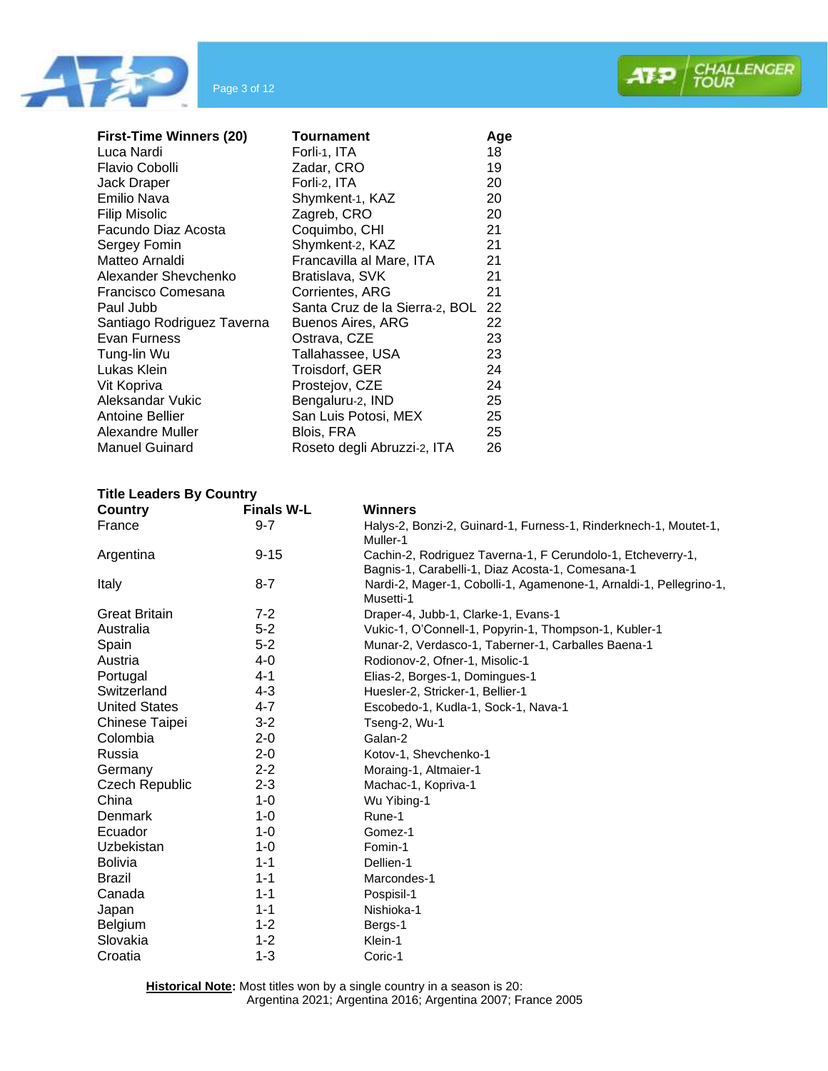| First-Time Winners (20) | Tournament | Age |
|---|---|---|
| Luca Nardi | Forli-1, ITA | 18 |
| Flavio Cobolli | Zadar, CRO | 19 |
| Jack Draper | Forli-2, ITA | 20 |
| Emilio Nava | Shymkent-1, KAZ | 20 |
| Filip Misolic | Zagreb, CRO | 20 |
| Facundo Diaz Acosta | Coquimbo, CHI | 21 |
| Sergey Fomin | Shymkent-2, KAZ | 21 |
| Matteo Arnaldi | Francavilla al Mare, ITA | 21 |
| Alexander Shevchenko | Bratislava, SVK | 21 |
| Francisco Comesana | Corrientes, ARG | 21 |
| Paul Jubb | Santa Cruz de la Sierra-2, BOL | 22 |
| Santiago Rodriguez Taverna | Buenos Aires, ARG | 22 |
| Evan Furness | Ostrava, CZE | 23 |
| Tung-lin Wu | Tallahassee, USA | 23 |
| Lukas Klein | Troisdorf, GER | 24 |
| Vit Kopriva | Prostejov, CZE | 24 |
| Aleksandar Vukic | Bengaluru-2, IND | 25 |
| Antoine Bellier | San Luis Potosi, MEX | 25 |
| Alexandre Muller | Blois, FRA | 25 |
| Manuel Guinard | Roseto degli Abruzzi-2, ITA | 26 |

**Title Leaders By Country**

| Country | Finals W-L | Winners |
|---|---|---|
| France | 9-7 | Halys-2, Bonzi-2, Guinard-1, Furness-1, Rinderknech-1, Moutet-1, Muller-1 |
| Argentina | 9-15 | Cachin-2, Rodriguez Taverna-1, F Cerundolo-1, Etcheverry-1, Bagnis-1, Carabelli-1, Diaz Acosta-1, Comesana-1 |
| Italy | 8-7 | Nardi-2, Mager-1, Cobolli-1, Agamenone-1, Arnaldi-1, Pellegrino-1, Musetti-1 |
| Great Britain | 7-2 | Draper-4, Jubb-1, Clarke-1, Evans-1 |
| Australia | 5-2 | Vukic-1, O'Connell-1, Popyrin-1, Thompson-1, Kubler-1 |
| Spain | 5-2 | Munar-2, Verdasco-1, Taberner-1, Carballes Baena-1 |
| Austria | 4-0 | Rodionov-2, Ofner-1, Misolic-1 |
| Portugal | 4-1 | Elias-2, Borges-1, Domingues-1 |
| Switzerland | 4-3 | Huesler-2, Stricker-1, Bellier-1 |
| United States | 4-7 | Escobedo-1, Kudla-1, Sock-1, Nava-1 |
| Chinese Taipei | 3-2 | Tseng-2, Wu-1 |
| Colombia | 2-0 | Galan-2 |
| Russia | 2-0 | Kotov-1, Shevchenko-1 |
| Germany | 2-2 | Moraing-1, Altmaier-1 |
| Czech Republic | 2-3 | Machac-1, Kopriva-1 |
| China | 1-0 | Wu Yibing-1 |
| Denmark | 1-0 | Rune-1 |
| Ecuador | 1-0 | Gomez-1 |
| Uzbekistan | 1-0 | Fomin-1 |
| Bolivia | 1-1 | Dellien-1 |
| Brazil | 1-1 | Marcondes-1 |
| Canada | 1-1 | Pospisil-1 |
| Japan | 1-1 | Nishioka-1 |
| Belgium | 1-2 | Bergs-1 |
| Slovakia | 1-2 | Klein-1 |
| Croatia | 1-3 | Coric-1 |

**Historical Note:** Most titles won by a single country in a season is 20: Argentina 2021; Argentina 2016; Argentina 2007; France 2005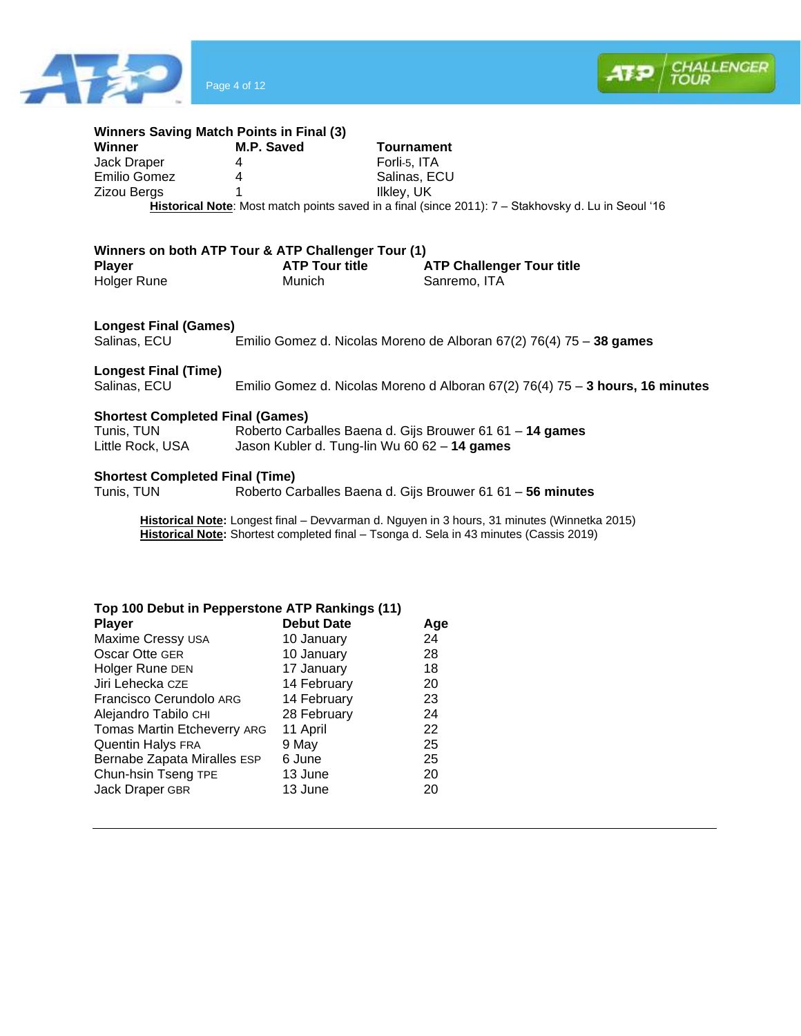### Winners Saving Match Points in Final (3)

| Winner | M.P. Saved | Tournament |
|---|---|---|
| Jack Draper | 4 | Forli-5, ITA |
| Emilio Gomez | 4 | Salinas, ECU |
| Zizou Bergs | 1 | Ilkley, UK |

**Historical Note**: Most match points saved in a final (since 2011): 7 – Stakhovsky d. Lu in Seoul '16

### Winners on both ATP Tour & ATP Challenger Tour (1)

| Player | ATP Tour title | ATP Challenger Tour title |
|---|---|---|
| Holger Rune | Munich | Sanremo, ITA |

### Longest Final (Games)

Salinas, ECU — Emilio Gomez d. Nicolas Moreno de Alboran 67(2) 76(4) 75 – **38 games**

### Longest Final (Time)

Salinas, ECU — Emilio Gomez d. Nicolas Moreno d Alboran 67(2) 76(4) 75 – **3 hours, 16 minutes**

### Shortest Completed Final (Games)

Tunis, TUN — Roberto Carballes Baena d. Gijs Brouwer 61 61 – **14 games**

Little Rock, USA — Jason Kubler d. Tung-lin Wu 60 62 – **14 games**

### Shortest Completed Final (Time)

Tunis, TUN — Roberto Carballes Baena d. Gijs Brouwer 61 61 – **56 minutes**

**Historical Note:** Longest final – Devvarman d. Nguyen in 3 hours, 31 minutes (Winnetka 2015)
**Historical Note:** Shortest completed final – Tsonga d. Sela in 43 minutes (Cassis 2019)

### Top 100 Debut in Pepperstone ATP Rankings (11)

| Player | Debut Date | Age |
|---|---|---|
| Maxime Cressy USA | 10 January | 24 |
| Oscar Otte GER | 10 January | 28 |
| Holger Rune DEN | 17 January | 18 |
| Jiri Lehecka CZE | 14 February | 20 |
| Francisco Cerundolo ARG | 14 February | 23 |
| Alejandro Tabilo CHI | 28 February | 24 |
| Tomas Martin Etcheverry ARG | 11 April | 22 |
| Quentin Halys FRA | 9 May | 25 |
| Bernabe Zapata Miralles ESP | 6 June | 25 |
| Chun-hsin Tseng TPE | 13 June | 20 |
| Jack Draper GBR | 13 June | 20 |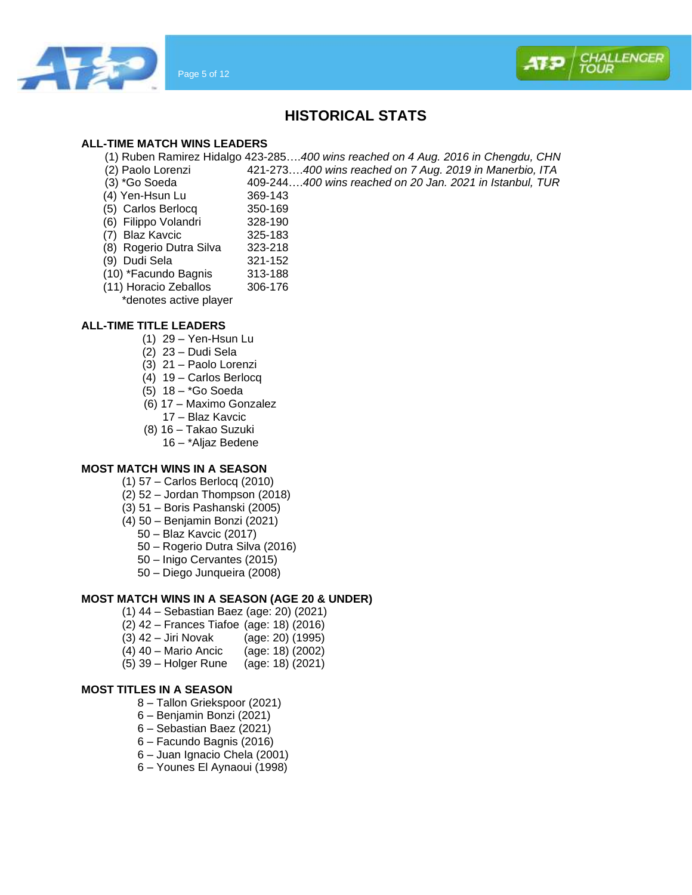# HISTORICAL STATS

## ALL-TIME MATCH WINS LEADERS

(1) Ruben Ramirez Hidalgo 423-285….*400 wins reached on 4 Aug. 2016 in Chengdu, CHN*
(2) Paolo Lorenzi 421-273….*400 wins reached on 7 Aug. 2019 in Manerbio, ITA*
(3) *Go Soeda 409-244….*400 wins reached on 20 Jan. 2021 in Istanbul, TUR*
(4) Yen-Hsun Lu 369-143
(5) Carlos Berlocq 350-169
(6) Filippo Volandri 328-190
(7) Blaz Kavcic 325-183
(8) Rogerio Dutra Silva 323-218
(9) Dudi Sela 321-152
(10) *Facundo Bagnis 313-188
(11) Horacio Zeballos 306-176

*denotes active player

## ALL-TIME TITLE LEADERS

(1) 29 – Yen-Hsun Lu
(2) 23 – Dudi Sela
(3) 21 – Paolo Lorenzi
(4) 19 – Carlos Berlocq
(5) 18 – *Go Soeda
(6) 17 – Maximo Gonzalez
17 – Blaz Kavcic
(8) 16 – Takao Suzuki
16 – *Aljaz Bedene

## MOST MATCH WINS IN A SEASON

(1) 57 – Carlos Berlocq (2010)
(2) 52 – Jordan Thompson (2018)
(3) 51 – Boris Pashanski (2005)
(4) 50 – Benjamin Bonzi (2021)
50 – Blaz Kavcic (2017)
50 – Rogerio Dutra Silva (2016)
50 – Inigo Cervantes (2015)
50 – Diego Junqueira (2008)

## MOST MATCH WINS IN A SEASON (AGE 20 & UNDER)

(1) 44 – Sebastian Baez (age: 20) (2021)
(2) 42 – Frances Tiafoe (age: 18) (2016)
(3) 42 – Jiri Novak (age: 20) (1995)
(4) 40 – Mario Ancic (age: 18) (2002)
(5) 39 – Holger Rune (age: 18) (2021)

## MOST TITLES IN A SEASON

8 – Tallon Griekspoor (2021)
6 – Benjamin Bonzi (2021)
6 – Sebastian Baez (2021)
6 – Facundo Bagnis (2016)
6 – Juan Ignacio Chela (2001)
6 – Younes El Aynaoui (1998)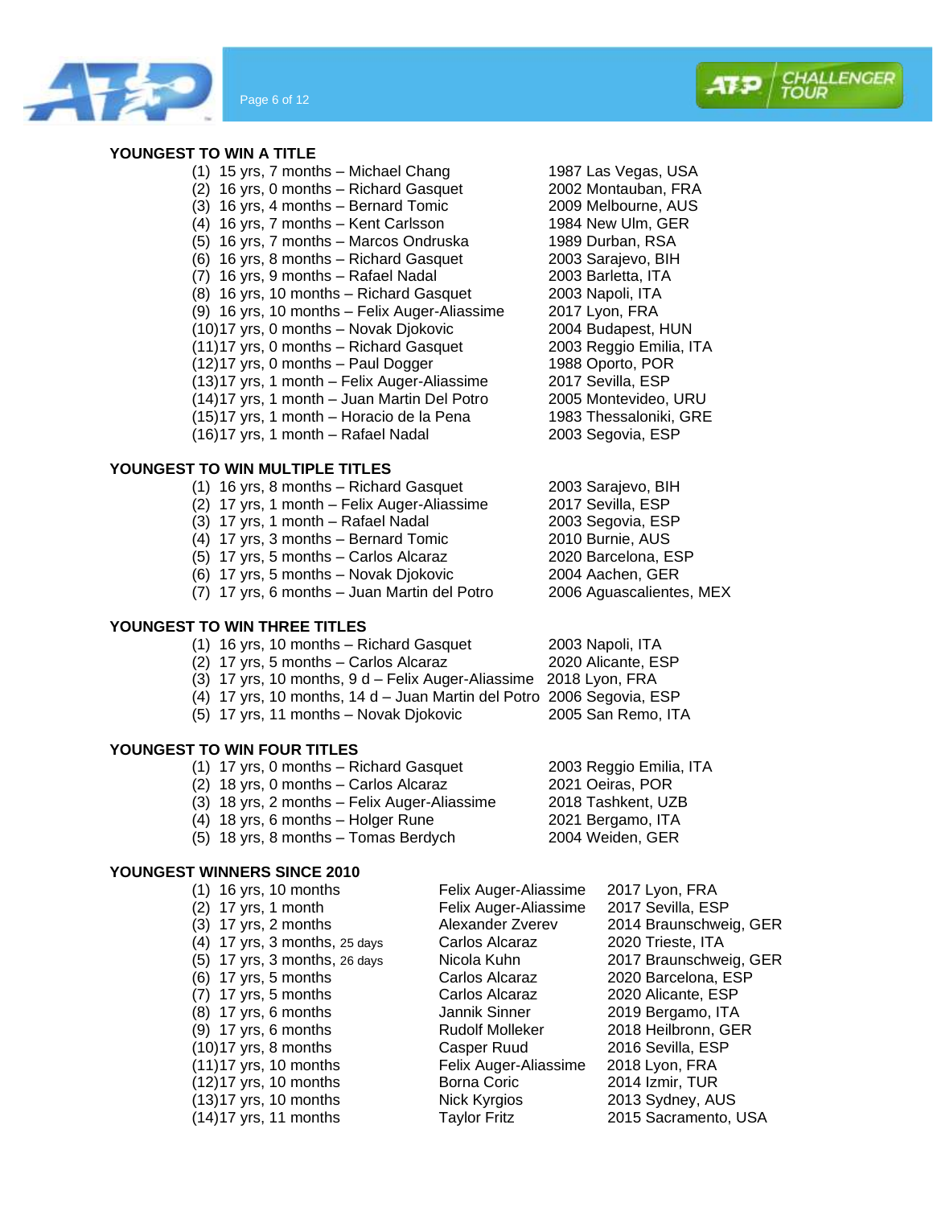## YOUNGEST TO WIN A TITLE

| | | |
|---|---|---|
| (1) | 15 yrs, 7 months – Michael Chang | 1987 Las Vegas, USA |
| (2) | 16 yrs, 0 months – Richard Gasquet | 2002 Montauban, FRA |
| (3) | 16 yrs, 4 months – Bernard Tomic | 2009 Melbourne, AUS |
| (4) | 16 yrs, 7 months – Kent Carlsson | 1984 New Ulm, GER |
| (5) | 16 yrs, 7 months – Marcos Ondruska | 1989 Durban, RSA |
| (6) | 16 yrs, 8 months – Richard Gasquet | 2003 Sarajevo, BIH |
| (7) | 16 yrs, 9 months – Rafael Nadal | 2003 Barletta, ITA |
| (8) | 16 yrs, 10 months – Richard Gasquet | 2003 Napoli, ITA |
| (9) | 16 yrs, 10 months – Felix Auger-Aliassime | 2017 Lyon, FRA |
| (10) | 17 yrs, 0 months – Novak Djokovic | 2004 Budapest, HUN |
| (11) | 17 yrs, 0 months – Richard Gasquet | 2003 Reggio Emilia, ITA |
| (12) | 17 yrs, 0 months – Paul Dogger | 1988 Oporto, POR |
| (13) | 17 yrs, 1 month – Felix Auger-Aliassime | 2017 Sevilla, ESP |
| (14) | 17 yrs, 1 month – Juan Martin Del Potro | 2005 Montevideo, URU |
| (15) | 17 yrs, 1 month – Horacio de la Pena | 1983 Thessaloniki, GRE |
| (16) | 17 yrs, 1 month – Rafael Nadal | 2003 Segovia, ESP |

## YOUNGEST TO WIN MULTIPLE TITLES

| | | |
|---|---|---|
| (1) | 16 yrs, 8 months – Richard Gasquet | 2003 Sarajevo, BIH |
| (2) | 17 yrs, 1 month – Felix Auger-Aliassime | 2017 Sevilla, ESP |
| (3) | 17 yrs, 1 month – Rafael Nadal | 2003 Segovia, ESP |
| (4) | 17 yrs, 3 months – Bernard Tomic | 2010 Burnie, AUS |
| (5) | 17 yrs, 5 months – Carlos Alcaraz | 2020 Barcelona, ESP |
| (6) | 17 yrs, 5 months – Novak Djokovic | 2004 Aachen, GER |
| (7) | 17 yrs, 6 months – Juan Martin del Potro | 2006 Aguascalientes, MEX |

## YOUNGEST TO WIN THREE TITLES

| | | |
|---|---|---|
| (1) | 16 yrs, 10 months – Richard Gasquet | 2003 Napoli, ITA |
| (2) | 17 yrs, 5 months – Carlos Alcaraz | 2020 Alicante, ESP |
| (3) | 17 yrs, 10 months, 9 d – Felix Auger-Aliassime | 2018 Lyon, FRA |
| (4) | 17 yrs, 10 months, 14 d – Juan Martin del Potro | 2006 Segovia, ESP |
| (5) | 17 yrs, 11 months – Novak Djokovic | 2005 San Remo, ITA |

## YOUNGEST TO WIN FOUR TITLES

| | | |
|---|---|---|
| (1) | 17 yrs, 0 months – Richard Gasquet | 2003 Reggio Emilia, ITA |
| (2) | 18 yrs, 0 months – Carlos Alcaraz | 2021 Oeiras, POR |
| (3) | 18 yrs, 2 months – Felix Auger-Aliassime | 2018 Tashkent, UZB |
| (4) | 18 yrs, 6 months – Holger Rune | 2021 Bergamo, ITA |
| (5) | 18 yrs, 8 months – Tomas Berdych | 2004 Weiden, GER |

## YOUNGEST WINNERS SINCE 2010

| | | | |
|---|---|---|---|
| (1) | 16 yrs, 10 months | Felix Auger-Aliassime | 2017 Lyon, FRA |
| (2) | 17 yrs, 1 month | Felix Auger-Aliassime | 2017 Sevilla, ESP |
| (3) | 17 yrs, 2 months | Alexander Zverev | 2014 Braunschweig, GER |
| (4) | 17 yrs, 3 months, 25 days | Carlos Alcaraz | 2020 Trieste, ITA |
| (5) | 17 yrs, 3 months, 26 days | Nicola Kuhn | 2017 Braunschweig, GER |
| (6) | 17 yrs, 5 months | Carlos Alcaraz | 2020 Barcelona, ESP |
| (7) | 17 yrs, 5 months | Carlos Alcaraz | 2020 Alicante, ESP |
| (8) | 17 yrs, 6 months | Jannik Sinner | 2019 Bergamo, ITA |
| (9) | 17 yrs, 6 months | Rudolf Molleker | 2018 Heilbronn, GER |
| (10) | 17 yrs, 8 months | Casper Ruud | 2016 Sevilla, ESP |
| (11) | 17 yrs, 10 months | Felix Auger-Aliassime | 2018 Lyon, FRA |
| (12) | 17 yrs, 10 months | Borna Coric | 2014 Izmir, TUR |
| (13) | 17 yrs, 10 months | Nick Kyrgios | 2013 Sydney, AUS |
| (14) | 17 yrs, 11 months | Taylor Fritz | 2015 Sacramento, USA |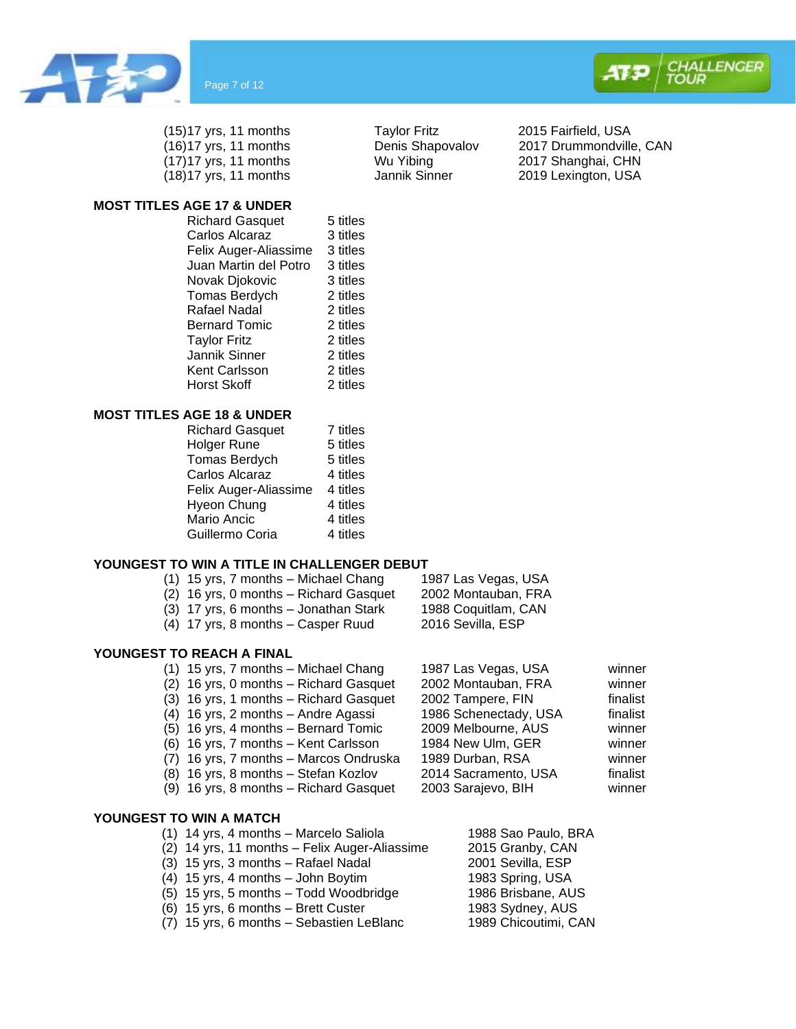| | | |
|---|---|---|
| (15)17 yrs, 11 months | Taylor Fritz | 2015 Fairfield, USA |
| (16)17 yrs, 11 months | Denis Shapovalov | 2017 Drummondville, CAN |
| (17)17 yrs, 11 months | Wu Yibing | 2017 Shanghai, CHN |
| (18)17 yrs, 11 months | Jannik Sinner | 2019 Lexington, USA |

**MOST TITLES AGE 17 & UNDER**

| | |
|---|---|
| Richard Gasquet | 5 titles |
| Carlos Alcaraz | 3 titles |
| Felix Auger-Aliassime | 3 titles |
| Juan Martin del Potro | 3 titles |
| Novak Djokovic | 3 titles |
| Tomas Berdych | 2 titles |
| Rafael Nadal | 2 titles |
| Bernard Tomic | 2 titles |
| Taylor Fritz | 2 titles |
| Jannik Sinner | 2 titles |
| Kent Carlsson | 2 titles |
| Horst Skoff | 2 titles |

**MOST TITLES AGE 18 & UNDER**

| | |
|---|---|
| Richard Gasquet | 7 titles |
| Holger Rune | 5 titles |
| Tomas Berdych | 5 titles |
| Carlos Alcaraz | 4 titles |
| Felix Auger-Aliassime | 4 titles |
| Hyeon Chung | 4 titles |
| Mario Ancic | 4 titles |
| Guillermo Coria | 4 titles |

**YOUNGEST TO WIN A TITLE IN CHALLENGER DEBUT**

| | |
|---|---|
| (1) 15 yrs, 7 months – Michael Chang | 1987 Las Vegas, USA |
| (2) 16 yrs, 0 months – Richard Gasquet | 2002 Montauban, FRA |
| (3) 17 yrs, 6 months – Jonathan Stark | 1988 Coquitlam, CAN |
| (4) 17 yrs, 8 months – Casper Ruud | 2016 Sevilla, ESP |

**YOUNGEST TO REACH A FINAL**

| | | |
|---|---|---|
| (1) 15 yrs, 7 months – Michael Chang | 1987 Las Vegas, USA | winner |
| (2) 16 yrs, 0 months – Richard Gasquet | 2002 Montauban, FRA | winner |
| (3) 16 yrs, 1 months – Richard Gasquet | 2002 Tampere, FIN | finalist |
| (4) 16 yrs, 2 months – Andre Agassi | 1986 Schenectady, USA | finalist |
| (5) 16 yrs, 4 months – Bernard Tomic | 2009 Melbourne, AUS | winner |
| (6) 16 yrs, 7 months – Kent Carlsson | 1984 New Ulm, GER | winner |
| (7) 16 yrs, 7 months – Marcos Ondruska | 1989 Durban, RSA | winner |
| (8) 16 yrs, 8 months – Stefan Kozlov | 2014 Sacramento, USA | finalist |
| (9) 16 yrs, 8 months – Richard Gasquet | 2003 Sarajevo, BIH | winner |

**YOUNGEST TO WIN A MATCH**

| | |
|---|---|
| (1) 14 yrs, 4 months – Marcelo Saliola | 1988 Sao Paulo, BRA |
| (2) 14 yrs, 11 months – Felix Auger-Aliassime | 2015 Granby, CAN |
| (3) 15 yrs, 3 months – Rafael Nadal | 2001 Sevilla, ESP |
| (4) 15 yrs, 4 months – John Boytim | 1983 Spring, USA |
| (5) 15 yrs, 5 months – Todd Woodbridge | 1986 Brisbane, AUS |
| (6) 15 yrs, 6 months – Brett Custer | 1983 Sydney, AUS |
| (7) 15 yrs, 6 months – Sebastien LeBlanc | 1989 Chicoutimi, CAN |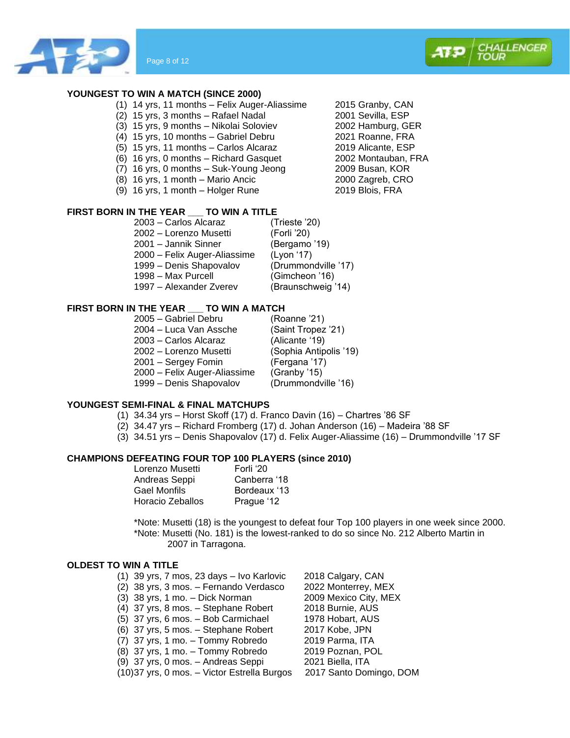## YOUNGEST TO WIN A MATCH (SINCE 2000)

(1) 14 yrs, 11 months – Felix Auger-Aliassime 2015 Granby, CAN
(2) 15 yrs, 3 months – Rafael Nadal 2001 Sevilla, ESP
(3) 15 yrs, 9 months – Nikolai Soloviev 2002 Hamburg, GER
(4) 15 yrs, 10 months – Gabriel Debru 2021 Roanne, FRA
(5) 15 yrs, 11 months – Carlos Alcaraz 2019 Alicante, ESP
(6) 16 yrs, 0 months – Richard Gasquet 2002 Montauban, FRA
(7) 16 yrs, 0 months – Suk-Young Jeong 2009 Busan, KOR
(8) 16 yrs, 1 month – Mario Ancic 2000 Zagreb, CRO
(9) 16 yrs, 1 month – Holger Rune 2019 Blois, FRA

## FIRST BORN IN THE YEAR ___ TO WIN A TITLE

2003 – Carlos Alcaraz (Trieste '20)
2002 – Lorenzo Musetti (Forli '20)
2001 – Jannik Sinner (Bergamo '19)
2000 – Felix Auger-Aliassime (Lyon '17)
1999 – Denis Shapovalov (Drummondville '17)
1998 – Max Purcell (Gimcheon '16)
1997 – Alexander Zverev (Braunschweig '14)

## FIRST BORN IN THE YEAR ___ TO WIN A MATCH

2005 – Gabriel Debru (Roanne '21)
2004 – Luca Van Assche (Saint Tropez '21)
2003 – Carlos Alcaraz (Alicante '19)
2002 – Lorenzo Musetti (Sophia Antipolis '19)
2001 – Sergey Fomin (Fergana '17)
2000 – Felix Auger-Aliassime (Granby '15)
1999 – Denis Shapovalov (Drummondville '16)

## YOUNGEST SEMI-FINAL & FINAL MATCHUPS

(1) 34.34 yrs – Horst Skoff (17) d. Franco Davin (16) – Chartres '86 SF
(2) 34.47 yrs – Richard Fromberg (17) d. Johan Anderson (16) – Madeira '88 SF
(3) 34.51 yrs – Denis Shapovalov (17) d. Felix Auger-Aliassime (16) – Drummondville '17 SF

## CHAMPIONS DEFEATING FOUR TOP 100 PLAYERS (since 2010)

Lorenzo Musetti Forli '20
Andreas Seppi Canberra '18
Gael Monfils Bordeaux '13
Horacio Zeballos Prague '12

*Note: Musetti (18) is the youngest to defeat four Top 100 players in one week since 2000.
*Note: Musetti (No. 181) is the lowest-ranked to do so since No. 212 Alberto Martin in 2007 in Tarragona.

## OLDEST TO WIN A TITLE

(1) 39 yrs, 7 mos, 23 days – Ivo Karlovic 2018 Calgary, CAN
(2) 38 yrs, 3 mos. – Fernando Verdasco 2022 Monterrey, MEX
(3) 38 yrs, 1 mo. – Dick Norman 2009 Mexico City, MEX
(4) 37 yrs, 8 mos. – Stephane Robert 2018 Burnie, AUS
(5) 37 yrs, 6 mos. – Bob Carmichael 1978 Hobart, AUS
(6) 37 yrs, 5 mos. – Stephane Robert 2017 Kobe, JPN
(7) 37 yrs, 1 mo. – Tommy Robredo 2019 Parma, ITA
(8) 37 yrs, 1 mo. – Tommy Robredo 2019 Poznan, POL
(9) 37 yrs, 0 mos. – Andreas Seppi 2021 Biella, ITA
(10) 37 yrs, 0 mos. – Victor Estrella Burgos 2017 Santo Domingo, DOM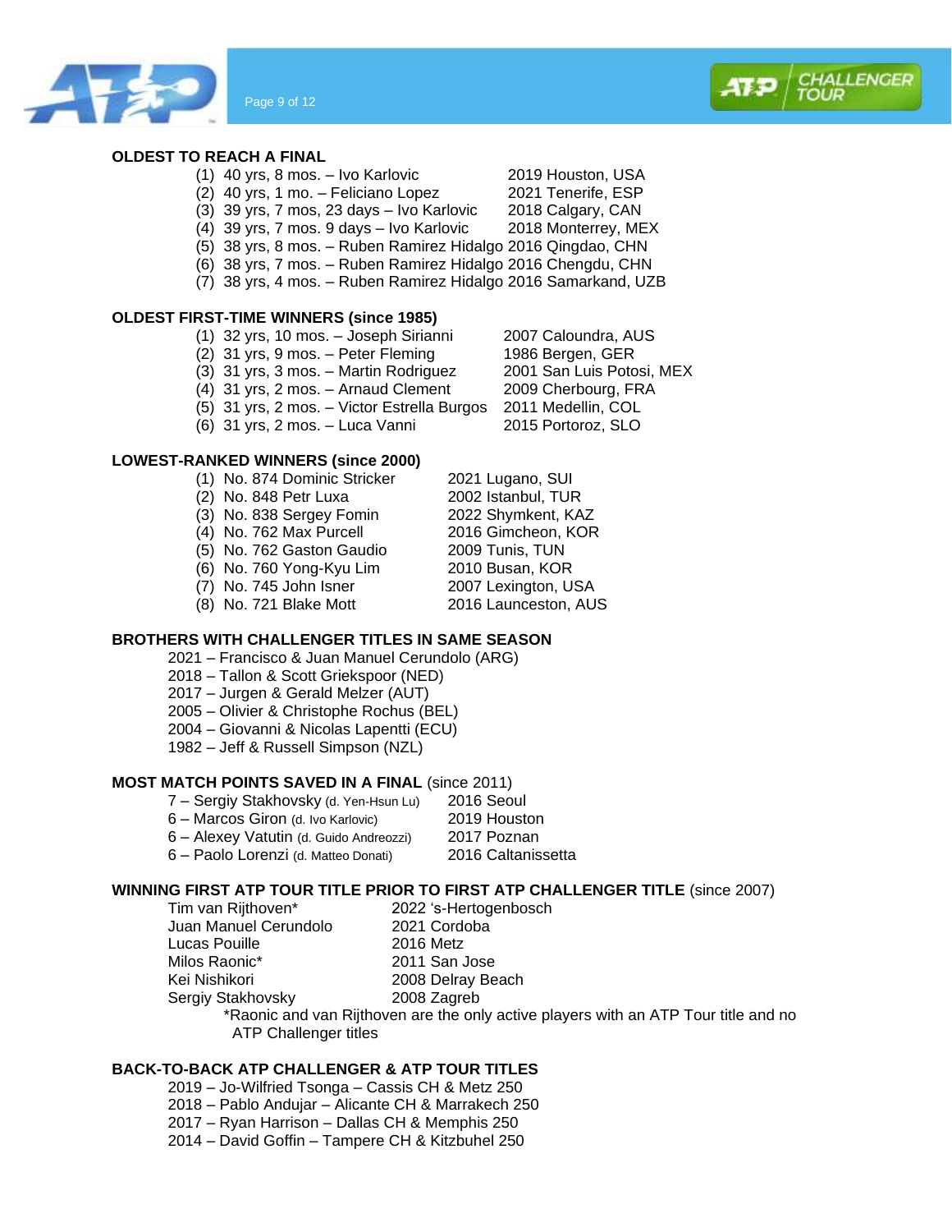**OLDEST TO REACH A FINAL**

(1) 40 yrs, 8 mos. – Ivo Karlovic 2019 Houston, USA
(2) 40 yrs, 1 mo. – Feliciano Lopez 2021 Tenerife, ESP
(3) 39 yrs, 7 mos, 23 days – Ivo Karlovic 2018 Calgary, CAN
(4) 39 yrs, 7 mos. 9 days – Ivo Karlovic 2018 Monterrey, MEX
(5) 38 yrs, 8 mos. – Ruben Ramirez Hidalgo 2016 Qingdao, CHN
(6) 38 yrs, 7 mos. – Ruben Ramirez Hidalgo 2016 Chengdu, CHN
(7) 38 yrs, 4 mos. – Ruben Ramirez Hidalgo 2016 Samarkand, UZB

**OLDEST FIRST-TIME WINNERS (since 1985)**

(1) 32 yrs, 10 mos. – Joseph Sirianni 2007 Caloundra, AUS
(2) 31 yrs, 9 mos. – Peter Fleming 1986 Bergen, GER
(3) 31 yrs, 3 mos. – Martin Rodriguez 2001 San Luis Potosi, MEX
(4) 31 yrs, 2 mos. – Arnaud Clement 2009 Cherbourg, FRA
(5) 31 yrs, 2 mos. – Victor Estrella Burgos 2011 Medellin, COL
(6) 31 yrs, 2 mos. – Luca Vanni 2015 Portoroz, SLO

**LOWEST-RANKED WINNERS (since 2000)**

(1) No. 874 Dominic Stricker 2021 Lugano, SUI
(2) No. 848 Petr Luxa 2002 Istanbul, TUR
(3) No. 838 Sergey Fomin 2022 Shymkent, KAZ
(4) No. 762 Max Purcell 2016 Gimcheon, KOR
(5) No. 762 Gaston Gaudio 2009 Tunis, TUN
(6) No. 760 Yong-Kyu Lim 2010 Busan, KOR
(7) No. 745 John Isner 2007 Lexington, USA
(8) No. 721 Blake Mott 2016 Launceston, AUS

**BROTHERS WITH CHALLENGER TITLES IN SAME SEASON**

2021 – Francisco & Juan Manuel Cerundolo (ARG)
2018 – Tallon & Scott Griekspoor (NED)
2017 – Jurgen & Gerald Melzer (AUT)
2005 – Olivier & Christophe Rochus (BEL)
2004 – Giovanni & Nicolas Lapentti (ECU)
1982 – Jeff & Russell Simpson (NZL)

**MOST MATCH POINTS SAVED IN A FINAL** (since 2011)

7 – Sergiy Stakhovsky (d. Yen-Hsun Lu) 2016 Seoul
6 – Marcos Giron (d. Ivo Karlovic) 2019 Houston
6 – Alexey Vatutin (d. Guido Andreozzi) 2017 Poznan
6 – Paolo Lorenzi (d. Matteo Donati) 2016 Caltanissetta

**WINNING FIRST ATP TOUR TITLE PRIOR TO FIRST ATP CHALLENGER TITLE** (since 2007)

Tim van Rijthoven* 2022 's-Hertogenbosch
Juan Manuel Cerundolo 2021 Cordoba
Lucas Pouille 2016 Metz
Milos Raonic* 2011 San Jose
Kei Nishikori 2008 Delray Beach
Sergiy Stakhovsky 2008 Zagreb

*Raonic and van Rijthoven are the only active players with an ATP Tour title and no ATP Challenger titles

**BACK-TO-BACK ATP CHALLENGER & ATP TOUR TITLES**

2019 – Jo-Wilfried Tsonga – Cassis CH & Metz 250
2018 – Pablo Andujar – Alicante CH & Marrakech 250
2017 – Ryan Harrison – Dallas CH & Memphis 250
2014 – David Goffin – Tampere CH & Kitzbuhel 250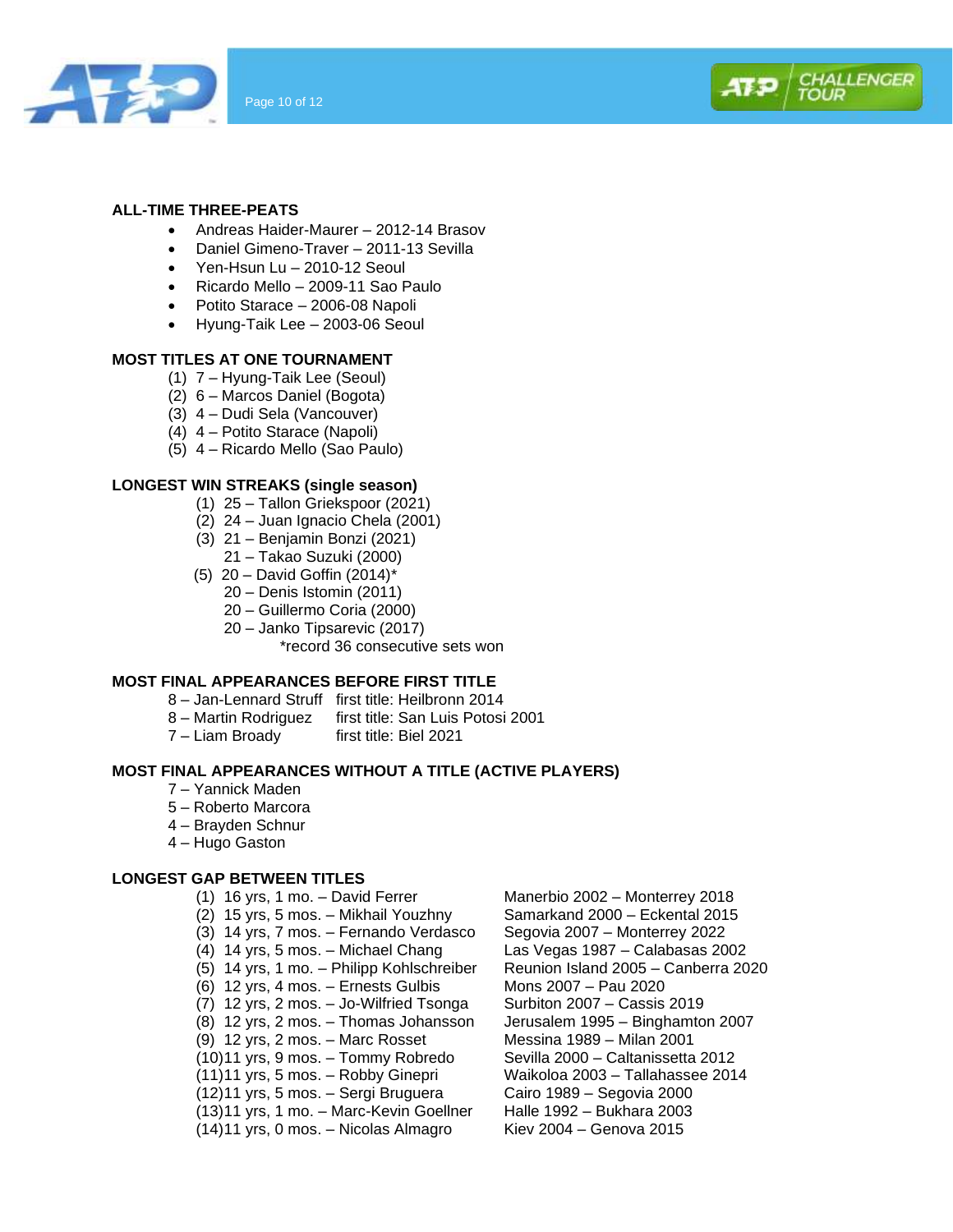## ALL-TIME THREE-PEATS

- Andreas Haider-Maurer – 2012-14 Brasov
- Daniel Gimeno-Traver – 2011-13 Sevilla
- Yen-Hsun Lu – 2010-12 Seoul
- Ricardo Mello – 2009-11 Sao Paulo
- Potito Starace – 2006-08 Napoli
- Hyung-Taik Lee – 2003-06 Seoul

## MOST TITLES AT ONE TOURNAMENT

(1) 7 – Hyung-Taik Lee (Seoul)
(2) 6 – Marcos Daniel (Bogota)
(3) 4 – Dudi Sela (Vancouver)
(4) 4 – Potito Starace (Napoli)
(5) 4 – Ricardo Mello (Sao Paulo)

## LONGEST WIN STREAKS (single season)

(1) 25 – Tallon Griekspoor (2021)
(2) 24 – Juan Ignacio Chela (2001)
(3) 21 – Benjamin Bonzi (2021)
21 – Takao Suzuki (2000)
(5) 20 – David Goffin (2014)*
20 – Denis Istomin (2011)
20 – Guillermo Coria (2000)
20 – Janko Tipsarevic (2017)

*record 36 consecutive sets won

## MOST FINAL APPEARANCES BEFORE FIRST TITLE

| | |
|---|---|
| 8 – Jan-Lennard Struff | first title: Heilbronn 2014 |
| 8 – Martin Rodriguez | first title: San Luis Potosi 2001 |
| 7 – Liam Broady | first title: Biel 2021 |

## MOST FINAL APPEARANCES WITHOUT A TITLE (ACTIVE PLAYERS)

7 – Yannick Maden
5 – Roberto Marcora
4 – Brayden Schnur
4 – Hugo Gaston

## LONGEST GAP BETWEEN TITLES

| | |
|---|---|
| (1) 16 yrs, 1 mo. – David Ferrer | Manerbio 2002 – Monterrey 2018 |
| (2) 15 yrs, 5 mos. – Mikhail Youzhny | Samarkand 2000 – Eckental 2015 |
| (3) 14 yrs, 7 mos. – Fernando Verdasco | Segovia 2007 – Monterrey 2022 |
| (4) 14 yrs, 5 mos. – Michael Chang | Las Vegas 1987 – Calabasas 2002 |
| (5) 14 yrs, 1 mo. – Philipp Kohlschreiber | Reunion Island 2005 – Canberra 2020 |
| (6) 12 yrs, 4 mos. – Ernests Gulbis | Mons 2007 – Pau 2020 |
| (7) 12 yrs, 2 mos. – Jo-Wilfried Tsonga | Surbiton 2007 – Cassis 2019 |
| (8) 12 yrs, 2 mos. – Thomas Johansson | Jerusalem 1995 – Binghamton 2007 |
| (9) 12 yrs, 2 mos. – Marc Rosset | Messina 1989 – Milan 2001 |
| (10) 11 yrs, 9 mos. – Tommy Robredo | Sevilla 2000 – Caltanissetta 2012 |
| (11) 11 yrs, 5 mos. – Robby Ginepri | Waikoloa 2003 – Tallahassee 2014 |
| (12) 11 yrs, 5 mos. – Sergi Bruguera | Cairo 1989 – Segovia 2000 |
| (13) 11 yrs, 1 mo. – Marc-Kevin Goellner | Halle 1992 – Bukhara 2003 |
| (14) 11 yrs, 0 mos. – Nicolas Almagro | Kiev 2004 – Genova 2015 |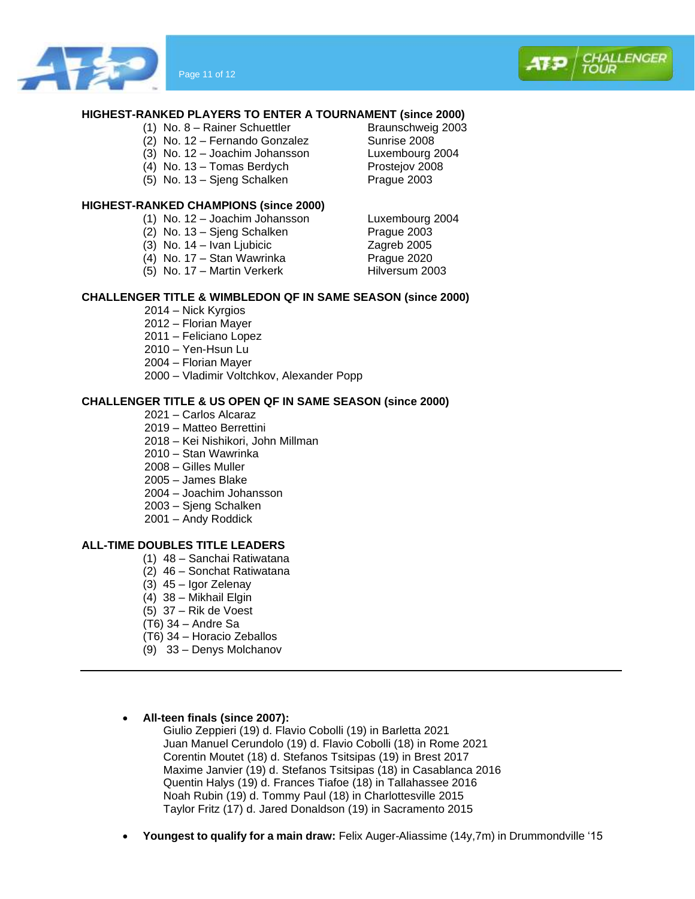**HIGHEST-RANKED PLAYERS TO ENTER A TOURNAMENT (since 2000)**

| | |
|---|---|
| (1) No. 8 – Rainer Schuettler | Braunschweig 2003 |
| (2) No. 12 – Fernando Gonzalez | Sunrise 2008 |
| (3) No. 12 – Joachim Johansson | Luxembourg 2004 |
| (4) No. 13 – Tomas Berdych | Prostejov 2008 |
| (5) No. 13 – Sjeng Schalken | Prague 2003 |

**HIGHEST-RANKED CHAMPIONS (since 2000)**

| | |
|---|---|
| (1) No. 12 – Joachim Johansson | Luxembourg 2004 |
| (2) No. 13 – Sjeng Schalken | Prague 2003 |
| (3) No. 14 – Ivan Ljubicic | Zagreb 2005 |
| (4) No. 17 – Stan Wawrinka | Prague 2020 |
| (5) No. 17 – Martin Verkerk | Hilversum 2003 |

**CHALLENGER TITLE & WIMBLEDON QF IN SAME SEASON (since 2000)**

2014 – Nick Kyrgios
2012 – Florian Mayer
2011 – Feliciano Lopez
2010 – Yen-Hsun Lu
2004 – Florian Mayer
2000 – Vladimir Voltchkov, Alexander Popp

**CHALLENGER TITLE & US OPEN QF IN SAME SEASON (since 2000)**

2021 – Carlos Alcaraz
2019 – Matteo Berrettini
2018 – Kei Nishikori, John Millman
2010 – Stan Wawrinka
2008 – Gilles Muller
2005 – James Blake
2004 – Joachim Johansson
2003 – Sjeng Schalken
2001 – Andy Roddick

**ALL-TIME DOUBLES TITLE LEADERS**

(1) 48 – Sanchai Ratiwatana
(2) 46 – Sonchat Ratiwatana
(3) 45 – Igor Zelenay
(4) 38 – Mikhail Elgin
(5) 37 – Rik de Voest
(T6) 34 – Andre Sa
(T6) 34 – Horacio Zeballos
(9) 33 – Denys Molchanov

---

- **All-teen finals (since 2007):**
  Giulio Zeppieri (19) d. Flavio Cobolli (19) in Barletta 2021
  Juan Manuel Cerundolo (19) d. Flavio Cobolli (18) in Rome 2021
  Corentin Moutet (18) d. Stefanos Tsitsipas (19) in Brest 2017
  Maxime Janvier (19) d. Stefanos Tsitsipas (18) in Casablanca 2016
  Quentin Halys (19) d. Frances Tiafoe (18) in Tallahassee 2016
  Noah Rubin (19) d. Tommy Paul (18) in Charlottesville 2015
  Taylor Fritz (17) d. Jared Donaldson (19) in Sacramento 2015

- **Youngest to qualify for a main draw:** Felix Auger-Aliassime (14y,7m) in Drummondville '15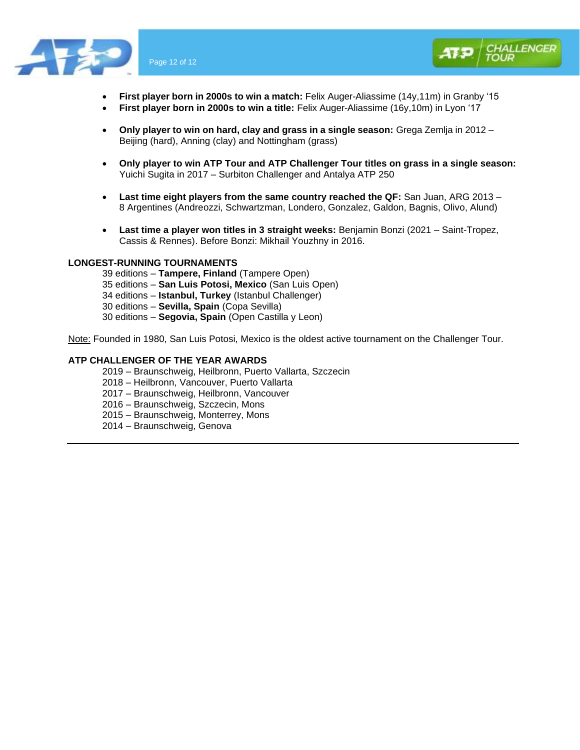- **First player born in 2000s to win a match:** Felix Auger-Aliassime (14y,11m) in Granby '15
- **First player born in 2000s to win a title:** Felix Auger-Aliassime (16y,10m) in Lyon '17

- **Only player to win on hard, clay and grass in a single season:** Grega Zemlja in 2012 – Beijing (hard), Anning (clay) and Nottingham (grass)

- **Only player to win ATP Tour and ATP Challenger Tour titles on grass in a single season:** Yuichi Sugita in 2017 – Surbiton Challenger and Antalya ATP 250

- **Last time eight players from the same country reached the QF:** San Juan, ARG 2013 – 8 Argentines (Andreozzi, Schwartzman, Londero, Gonzalez, Galdon, Bagnis, Olivo, Alund)

- **Last time a player won titles in 3 straight weeks:** Benjamin Bonzi (2021 – Saint-Tropez, Cassis & Rennes). Before Bonzi: Mikhail Youzhny in 2016.

**LONGEST-RUNNING TOURNAMENTS**

39 editions – **Tampere, Finland** (Tampere Open)
35 editions – **San Luis Potosi, Mexico** (San Luis Open)
34 editions – **Istanbul, Turkey** (Istanbul Challenger)
30 editions – **Sevilla, Spain** (Copa Sevilla)
30 editions – **Segovia, Spain** (Open Castilla y Leon)

Note: Founded in 1980, San Luis Potosi, Mexico is the oldest active tournament on the Challenger Tour.

**ATP CHALLENGER OF THE YEAR AWARDS**

2019 – Braunschweig, Heilbronn, Puerto Vallarta, Szczecin
2018 – Heilbronn, Vancouver, Puerto Vallarta
2017 – Braunschweig, Heilbronn, Vancouver
2016 – Braunschweig, Szczecin, Mons
2015 – Braunschweig, Monterrey, Mons
2014 – Braunschweig, Genova